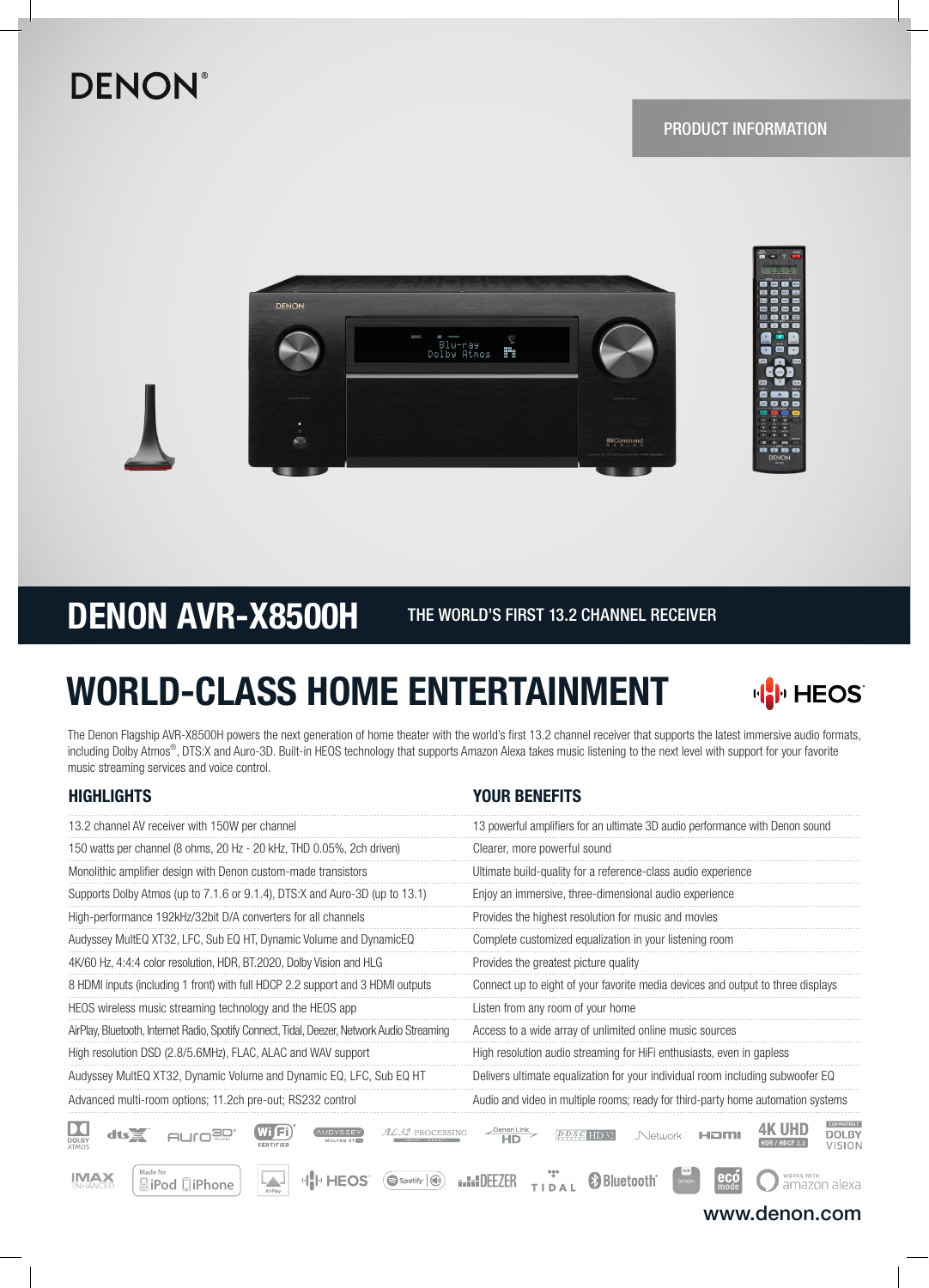DENON

PRODUCT INFORMATION

# DENON AVR-X8500H

THE WORLD'S FIRST 13.2 CHANNEL RECEIVER

## WORLD-CLASS HOME ENTERTAINMENT

HEOS

The Denon Flagship AVR-X8500H powers the next generation of home theater with the world's first 13.2 channel receiver that supports the latest immersive audio formats, including Dolby Atmos®, DTS:X and Auro-3D. Built-in HEOS technology that supports Amazon Alexa takes music listening to the next level with support for your favorite music streaming services and voice control.

| HIGHLIGHTS | YOUR BENEFITS |
|---|---|
| 13.2 channel AV receiver with 150W per channel | 13 powerful amplifiers for an ultimate 3D audio performance with Denon sound |
| 150 watts per channel (8 ohms, 20 Hz - 20 kHz, THD 0.05%, 2ch driven) | Clearer, more powerful sound |
| Monolithic amplifier design with Denon custom-made transistors | Ultimate build-quality for a reference-class audio experience |
| Supports Dolby Atmos (up to 7.1.6 or 9.1.4), DTS:X and Auro-3D (up to 13.1) | Enjoy an immersive, three-dimensional audio experience |
| High-performance 192kHz/32bit D/A converters for all channels | Provides the highest resolution for music and movies |
| Audyssey MultEQ XT32, LFC, Sub EQ HT, Dynamic Volume and DynamicEQ | Complete customized equalization in your listening room |
| 4K/60 Hz, 4:4:4 color resolution, HDR, BT.2020, Dolby Vision and HLG | Provides the greatest picture quality |
| 8 HDMI inputs (including 1 front) with full HDCP 2.2 support and 3 HDMI outputs | Connect up to eight of your favorite media devices and output to three displays |
| HEOS wireless music streaming technology and the HEOS app | Listen from any room of your home |
| AirPlay, Bluetooth, Internet Radio, Spotify Connect, Tidal, Deezer, Network Audio Streaming | Access to a wide array of unlimited online music sources |
| High resolution DSD (2.8/5.6MHz), FLAC, ALAC and WAV support | High resolution audio streaming for HiFi enthusiasts, even in gapless |
| Audyssey MultEQ XT32, Dynamic Volume and Dynamic EQ, LFC, Sub EQ HT | Delivers ultimate equalization for your individual room including subwoofer EQ |
| Advanced multi-room options; 11.2ch pre-out; RS232 control | Audio and video in multiple rooms; ready for third-party home automation systems |

www.denon.com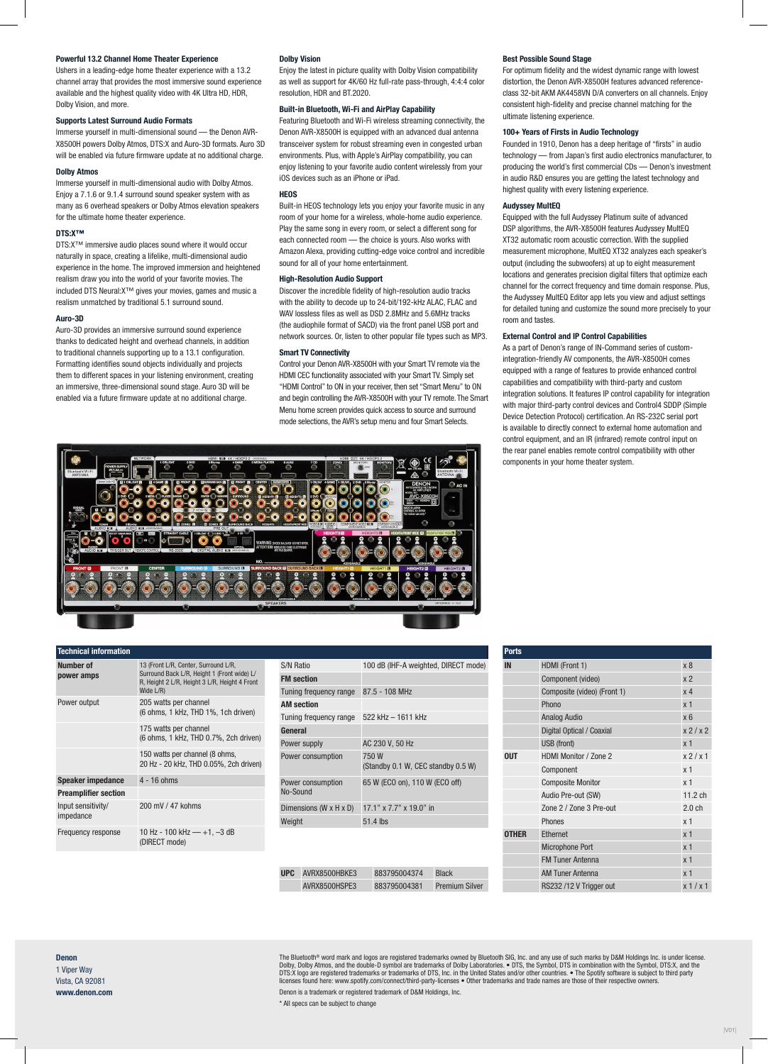### Powerful 13.2 Channel Home Theater Experience

Ushers in a leading-edge home theater experience with a 13.2 channel array that provides the most immersive sound experience available and the highest quality video with 4K Ultra HD, HDR, Dolby Vision, and more.

### Supports Latest Surround Audio Formats

Immerse yourself in multi-dimensional sound — the Denon AVR-X8500H powers Dolby Atmos, DTS:X and Auro-3D formats. Auro 3D will be enabled via future firmware update at no additional charge.

### Dolby Atmos

Immerse yourself in multi-dimensional audio with Dolby Atmos. Enjoy a 7.1.6 or 9.1.4 surround sound speaker system with as many as 6 overhead speakers or Dolby Atmos elevation speakers for the ultimate home theater experience.

### DTS:X™

DTS:X™ immersive audio places sound where it would occur naturally in space, creating a lifelike, multi-dimensional audio experience in the home. The improved immersion and heightened realism draw you into the world of your favorite movies. The included DTS Neural:X™ gives your movies, games and music a realism unmatched by traditional 5.1 surround sound.

### Auro-3D

Auro-3D provides an immersive surround sound experience thanks to dedicated height and overhead channels, in addition to traditional channels supporting up to a 13.1 configuration. Formatting identifies sound objects individually and projects them to different spaces in your listening environment, creating an immersive, three-dimensional sound stage. Auro 3D will be enabled via a future firmware update at no additional charge.

### Dolby Vision

Enjoy the latest in picture quality with Dolby Vision compatibility as well as support for 4K/60 Hz full-rate pass-through, 4:4:4 color resolution, HDR and BT.2020.

### Built-in Bluetooth, Wi-Fi and AirPlay Capability

Featuring Bluetooth and Wi-Fi wireless streaming connectivity, the Denon AVR-X8500H is equipped with an advanced dual antenna transceiver system for robust streaming even in congested urban environments. Plus, with Apple's AirPlay compatibility, you can enjoy listening to your favorite audio content wirelessly from your iOS devices such as an iPhone or iPad.

### HEOS

Built-in HEOS technology lets you enjoy your favorite music in any room of your home for a wireless, whole-home audio experience. Play the same song in every room, or select a different song for each connected room — the choice is yours. Also works with Amazon Alexa, providing cutting-edge voice control and incredible sound for all of your home entertainment.

### High-Resolution Audio Support

Discover the incredible fidelity of high-resolution audio tracks with the ability to decode up to 24-bit/192-kHz ALAC, FLAC and WAV lossless files as well as DSD 2.8MHz and 5.6MHz tracks (the audiophile format of SACD) via the front panel USB port and network sources. Or, listen to other popular file types such as MP3.

### Smart TV Connectivity

Control your Denon AVR-X8500H with your Smart TV remote via the HDMI CEC functionality associated with your Smart TV. Simply set "HDMI Control" to ON in your receiver, then set "Smart Menu" to ON and begin controlling the AVR-X8500H with your TV remote. The Smart Menu home screen provides quick access to source and surround mode selections, the AVR's setup menu and four Smart Selects.

### Best Possible Sound Stage

For optimum fidelity and the widest dynamic range with lowest distortion, the Denon AVR-X8500H features advanced reference-class 32-bit AKM AK4458VN D/A converters on all channels. Enjoy consistent high-fidelity and precise channel matching for the ultimate listening experience.

### 100+ Years of Firsts in Audio Technology

Founded in 1910, Denon has a deep heritage of "firsts" in audio technology — from Japan's first audio electronics manufacturer, to producing the world's first commercial CDs — Denon's investment in audio R&D ensures you are getting the latest technology and highest quality with every listening experience.

### Audyssey MultEQ

Equipped with the full Audyssey Platinum suite of advanced DSP algorithms, the AVR-X8500H features Audyssey MultEQ XT32 automatic room acoustic correction. With the supplied measurement microphone, MultEQ XT32 analyzes each speaker's output (including the subwoofers) at up to eight measurement locations and generates precision digital filters that optimize each channel for the correct frequency and time domain response. Plus, the Audyssey MultEQ Editor app lets you view and adjust settings for detailed tuning and customize the sound more precisely to your room and tastes.

### External Control and IP Control Capabilities

As a part of Denon's range of IN-Command series of custom-integration-friendly AV components, the AVR-X8500H comes equipped with a range of features to provide enhanced control capabilities and compatibility with third-party and custom integration solutions. It features IP control capability for integration with major third-party control devices and Control4 SDDP (Simple Device Detection Protocol) certification. An RS-232C serial port is available to directly connect to external home automation and control equipment, and an IR (infrared) remote control input on the rear panel enables remote control compatibility with other components in your home theater system.

## Technical information

| | |
|---|---|
| **Number of power amps** | 13 (Front L/R, Center, Surround L/R, Surround Back L/R, Height 1 (Front wide) L/R, Height 2 L/R, Height 3 L/R, Height 4 Front Wide L/R) |
| Power output | 205 watts per channel (6 ohms, 1 kHz, THD 1%, 1ch driven) |
| | 175 watts per channel (6 ohms, 1 kHz, THD 0.7%, 2ch driven) |
| | 150 watts per channel (8 ohms, 20 Hz - 20 kHz, THD 0.05%, 2ch driven) |
| **Speaker impedance** | 4 - 16 ohms |
| **Preamplifier section** | |
| Input sensitivity/ impedance | 200 mV / 47 kohms |
| Frequency response | 10 Hz - 100 kHz — +1, –3 dB (DIRECT mode) |
| S/N Ratio | 100 dB (IHF-A weighted, DIRECT mode) |
| **FM section** | |
| Tuning frequency range | 87.5 - 108 MHz |
| **AM section** | |
| Tuning frequency range | 522 kHz – 1611 kHz |
| **General** | |
| Power supply | AC 230 V, 50 Hz |
| Power consumption | 750 W (Standby 0.1 W, CEC standby 0.5 W) |
| Power consumption No-Sound | 65 W (ECO on), 110 W (ECO off) |
| Dimensions (W x H x D) | 17.1" x 7.7" x 19.0" in |
| Weight | 51.4 lbs |

| UPC | | | |
|---|---|---|---|
| | AVRX8500HBKE3 | 883795004374 | Black |
| | AVRX8500HSPE3 | 883795004381 | Premium Silver |

## Ports

| | | |
|---|---|---|
| **IN** | HDMI (Front 1) | x 8 |
| | Component (video) | x 2 |
| | Composite (video) (Front 1) | x 4 |
| | Phono | x 1 |
| | Analog Audio | x 6 |
| | Digital Optical / Coaxial | x 2 / x 2 |
| | USB (front) | x 1 |
| **OUT** | HDMI Monitor / Zone 2 | x 2 / x 1 |
| | Component | x 1 |
| | Composite Monitor | x 1 |
| | Audio Pre-out (SW) | 11.2 ch |
| | Zone 2 / Zone 3 Pre-out | 2.0 ch |
| | Phones | x 1 |
| **OTHER** | Ethernet | x 1 |
| | Microphone Port | x 1 |
| | FM Tuner Antenna | x 1 |
| | AM Tuner Antenna | x 1 |
| | RS232 /12 V Trigger out | x 1 / x 1 |

**Denon**
1 Viper Way
Vista, CA 92081
**www.denon.com**

The Bluetooth® word mark and logos are registered trademarks owned by Bluetooth SIG, Inc. and any use of such marks by D&M Holdings Inc. is under license. Dolby, Dolby Atmos, and the double-D symbol are trademarks of Dolby Laboratories. • DTS, the Symbol, DTS in combination with the Symbol, DTS:X, and the DTS:X logo are registered trademarks or trademarks of DTS, Inc. in the United States and/or other countries. • The Spotify software is subject to third party licenses found here: www.spotify.com/connect/third-party-licenses • Other trademarks and trade names are those of their respective owners.

Denon is a trademark or registered trademark of D&M Holdings, Inc.

\* All specs can be subject to change